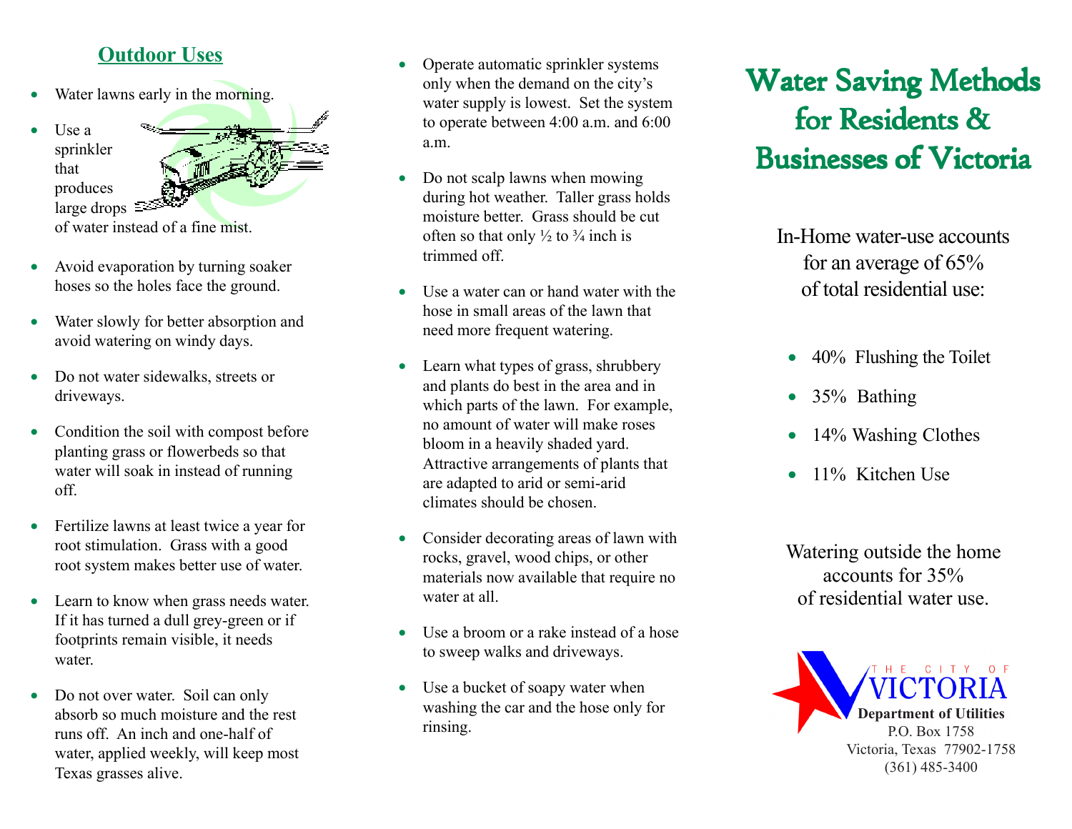## Outdoor Uses

- Water lawns early in the morning.
- Use a sprinkler that produces large drops of water instead of a fine mist.
- Avoid evaporation by turning soaker hoses so the holes face the ground.
- Water slowly for better absorption and avoid watering on windy days.
- Do not water sidewalks, streets or driveways.
- Condition the soil with compost before planting grass or flowerbeds so that water will soak in instead of running off.
- Fertilize lawns at least twice a year for root stimulation. Grass with a good root system makes better use of water.
- Learn to know when grass needs water. If it has turned a dull grey-green or if footprints remain visible, it needs water.
- Do not over water. Soil can only absorb so much moisture and the rest runs off. An inch and one-half of water, applied weekly, will keep most Texas grasses alive.
- Operate automatic sprinkler systems only when the demand on the city's water supply is lowest. Set the system to operate between 4:00 a.m. and 6:00 a.m.
- Do not scalp lawns when mowing during hot weather. Taller grass holds moisture better. Grass should be cut often so that only ½ to ¾ inch is trimmed off.
- Use a water can or hand water with the hose in small areas of the lawn that need more frequent watering.
- Learn what types of grass, shrubbery and plants do best in the area and in which parts of the lawn. For example, no amount of water will make roses bloom in a heavily shaded yard. Attractive arrangements of plants that are adapted to arid or semi-arid climates should be chosen.
- Consider decorating areas of lawn with rocks, gravel, wood chips, or other materials now available that require no water at all.
- Use a broom or a rake instead of a hose to sweep walks and driveways.
- Use a bucket of soapy water when washing the car and the hose only for rinsing.

# Water Saving Methods for Residents & Businesses of Victoria

In-Home water-use accounts for an average of 65% of total residential use:

- 40% Flushing the Toilet
- 35% Bathing
- 14% Washing Clothes
- 11% Kitchen Use

Watering outside the home accounts for 35% of residential water use.

THE CITY OF VICTORIA
**Department of Utilities**
P.O. Box 1758
Victoria, Texas 77902-1758
(361) 485-3400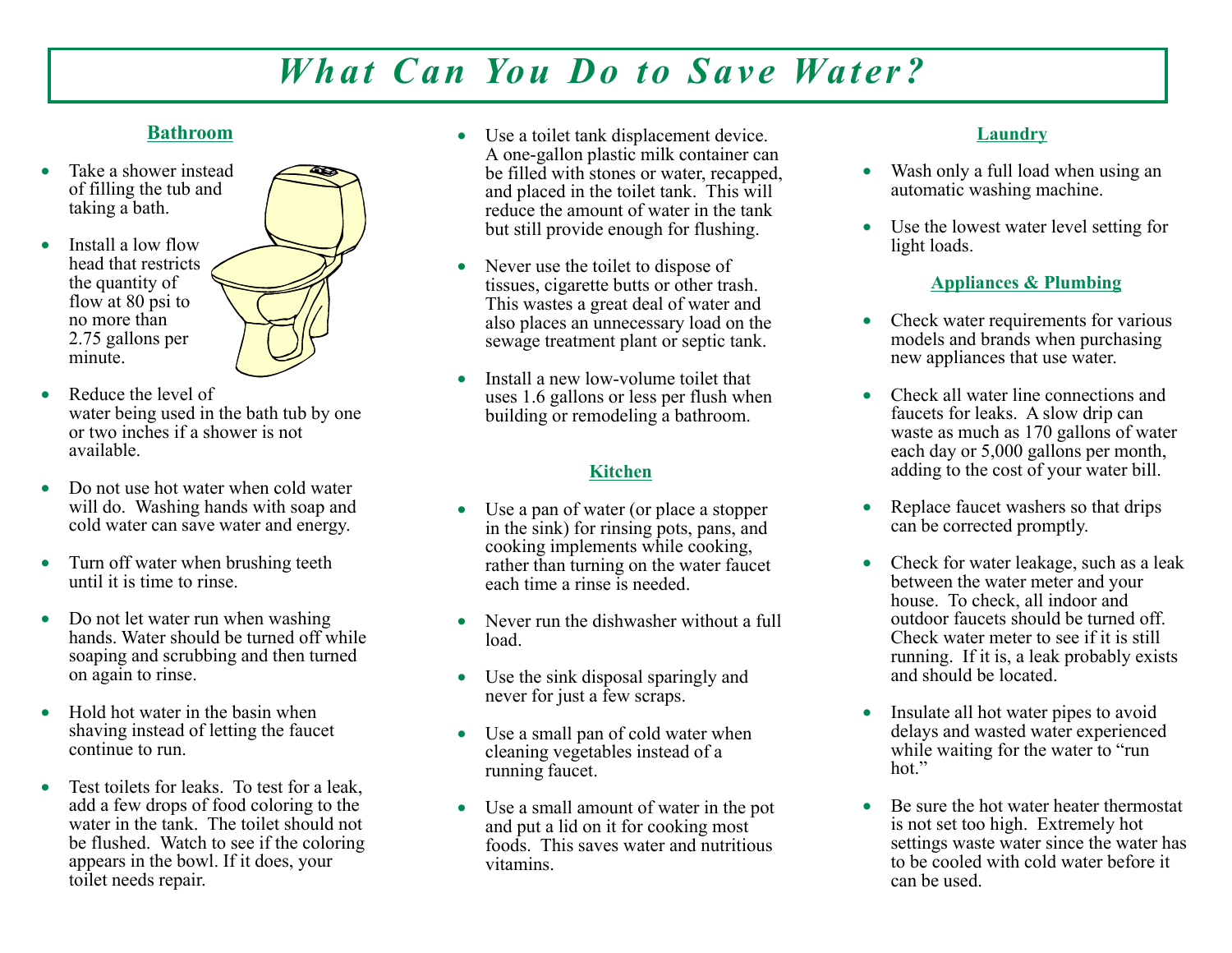# *What Can You Do to Save Water?*

## Bathroom

- Take a shower instead of filling the tub and taking a bath.
- Install a low flow head that restricts the quantity of flow at 80 psi to no more than 2.75 gallons per minute.
- Reduce the level of water being used in the bath tub by one or two inches if a shower is not available.
- Do not use hot water when cold water will do. Washing hands with soap and cold water can save water and energy.
- Turn off water when brushing teeth until it is time to rinse.
- Do not let water run when washing hands. Water should be turned off while soaping and scrubbing and then turned on again to rinse.
- Hold hot water in the basin when shaving instead of letting the faucet continue to run.
- Test toilets for leaks. To test for a leak, add a few drops of food coloring to the water in the tank. The toilet should not be flushed. Watch to see if the coloring appears in the bowl. If it does, your toilet needs repair.
- Use a toilet tank displacement device. A one-gallon plastic milk container can be filled with stones or water, recapped, and placed in the toilet tank. This will reduce the amount of water in the tank but still provide enough for flushing.
- Never use the toilet to dispose of tissues, cigarette butts or other trash. This wastes a great deal of water and also places an unnecessary load on the sewage treatment plant or septic tank.
- Install a new low-volume toilet that uses 1.6 gallons or less per flush when building or remodeling a bathroom.

## Kitchen

- Use a pan of water (or place a stopper in the sink) for rinsing pots, pans, and cooking implements while cooking, rather than turning on the water faucet each time a rinse is needed.
- Never run the dishwasher without a full load.
- Use the sink disposal sparingly and never for just a few scraps.
- Use a small pan of cold water when cleaning vegetables instead of a running faucet.
- Use a small amount of water in the pot and put a lid on it for cooking most foods. This saves water and nutritious vitamins.

## Laundry

- Wash only a full load when using an automatic washing machine.
- Use the lowest water level setting for light loads.

## Appliances & Plumbing

- Check water requirements for various models and brands when purchasing new appliances that use water.
- Check all water line connections and faucets for leaks. A slow drip can waste as much as 170 gallons of water each day or 5,000 gallons per month, adding to the cost of your water bill.
- Replace faucet washers so that drips can be corrected promptly.
- Check for water leakage, such as a leak between the water meter and your house. To check, all indoor and outdoor faucets should be turned off. Check water meter to see if it is still running. If it is, a leak probably exists and should be located.
- Insulate all hot water pipes to avoid delays and wasted water experienced while waiting for the water to "run hot."
- Be sure the hot water heater thermostat is not set too high. Extremely hot settings waste water since the water has to be cooled with cold water before it can be used.